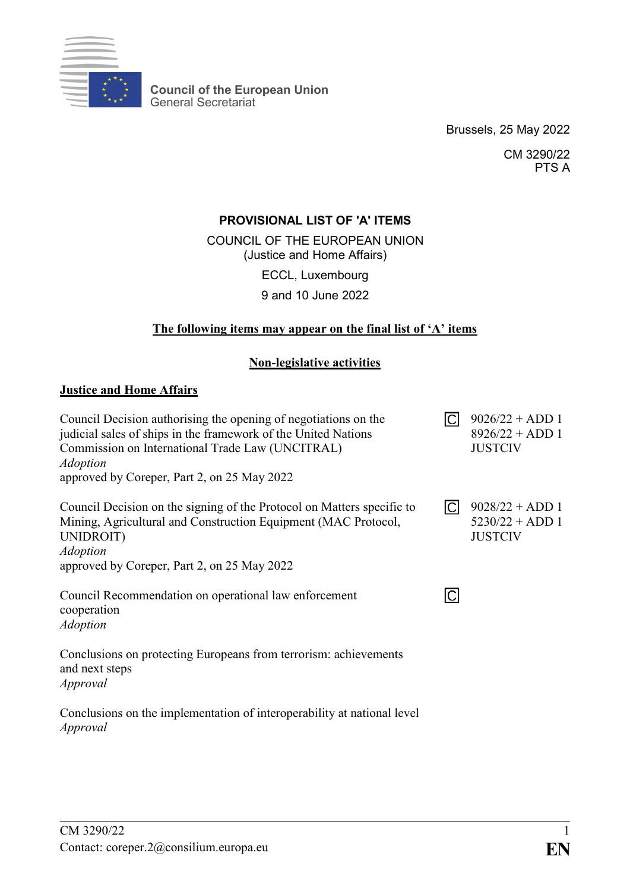Council of the European Union
General Secretariat

Brussels, 25 May 2022

CM 3290/22
PTS A

**PROVISIONAL LIST OF 'A' ITEMS**

COUNCIL OF THE EUROPEAN UNION
(Justice and Home Affairs)

ECCL, Luxembourg

9 and 10 June 2022

**The following items may appear on the final list of 'A' items**

**Non-legislative activities**

**Justice and Home Affairs**

Council Decision authorising the opening of negotiations on the judicial sales of ships in the framework of the United Nations Commission on International Trade Law (UNCITRAL)
*Adoption*
approved by Coreper, Part 2, on 25 May 2022

C 9026/22 + ADD 1
8926/22 + ADD 1
JUSTCIV

Council Decision on the signing of the Protocol on Matters specific to Mining, Agricultural and Construction Equipment (MAC Protocol, UNIDROIT)
*Adoption*
approved by Coreper, Part 2, on 25 May 2022

C 9028/22 + ADD 1
5230/22 + ADD 1
JUSTCIV

Council Recommendation on operational law enforcement cooperation
*Adoption*

C

Conclusions on protecting Europeans from terrorism: achievements and next steps
*Approval*

Conclusions on the implementation of interoperability at national level
*Approval*

CM 3290/22
Contact: coreper.2@consilium.europa.eu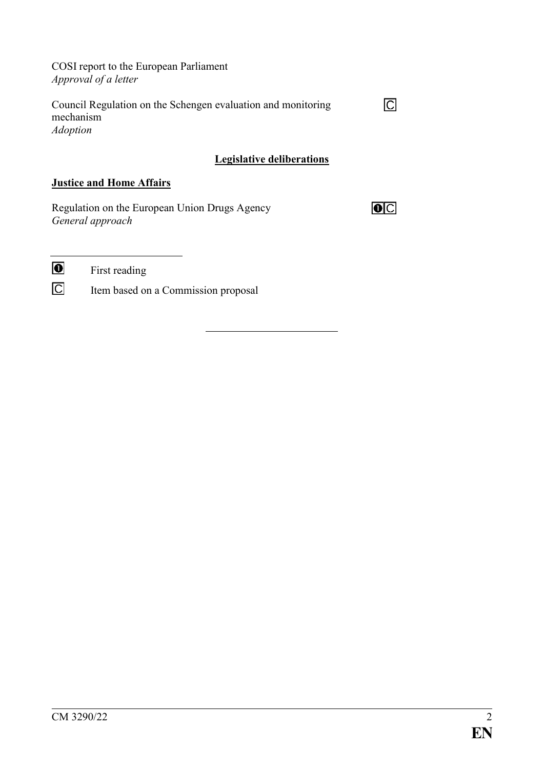COSI report to the European Parliament
*Approval of a letter*

Council Regulation on the Schengen evaluation and monitoring mechanism
*Adoption*

C

**Legislative deliberations**

**Justice and Home Affairs**

Regulation on the European Union Drugs Agency
*General approach*

❶C

---

❶ First reading

C Item based on a Commission proposal